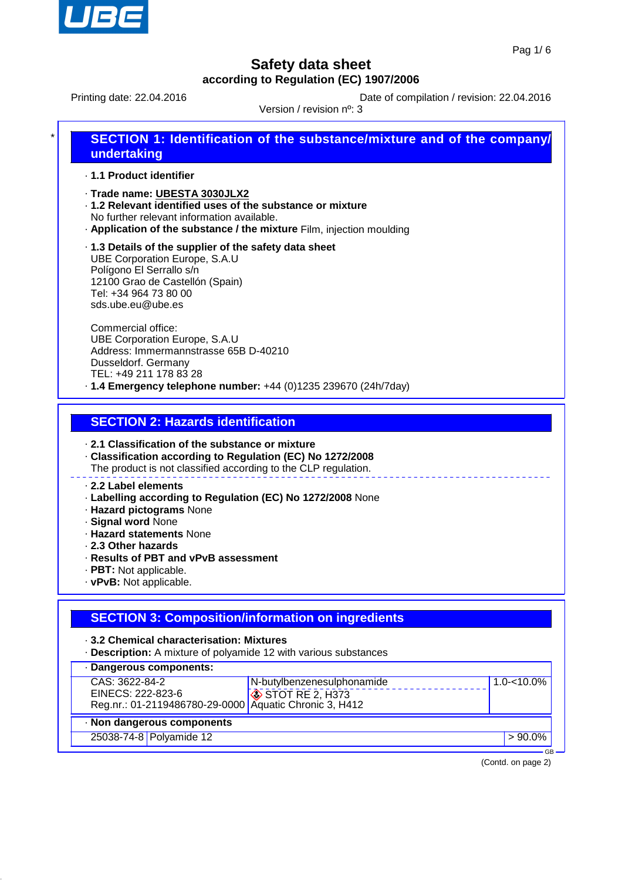# Safety data sheet
### according to Regulation (EC) 1907/2006

Printing date: 22.04.2016 Date of compilation / revision: 22.04.2016

Version / revision nº: 3

## SECTION 1: Identification of the substance/mixture and of the company/undertaking

· **1.1 Product identifier**

· **Trade name: UBESTA 3030JLX2**

· **1.2 Relevant identified uses of the substance or mixture**
No further relevant information available.

· **Application of the substance / the mixture** Film, injection moulding

· **1.3 Details of the supplier of the safety data sheet**
UBE Corporation Europe, S.A.U
Polígono El Serrallo s/n
12100 Grao de Castellón (Spain)
Tel: +34 964 73 80 00
sds.ube.eu@ube.es

Commercial office:
UBE Corporation Europe, S.A.U
Address: Immermannstrasse 65B D-40210
Dusseldorf. Germany
TEL: +49 211 178 83 28

· **1.4 Emergency telephone number:** +44 (0)1235 239670 (24h/7day)

## SECTION 2: Hazards identification

· **2.1 Classification of the substance or mixture**

· **Classification according to Regulation (EC) No 1272/2008**
The product is not classified according to the CLP regulation.

· **2.2 Label elements**

· **Labelling according to Regulation (EC) No 1272/2008** None

· **Hazard pictograms** None

· **Signal word** None

· **Hazard statements** None

· **2.3 Other hazards**

· **Results of PBT and vPvB assessment**

· **PBT:** Not applicable.

· **vPvB:** Not applicable.

## SECTION 3: Composition/information on ingredients

· **3.2 Chemical characterisation: Mixtures**

· **Description:** A mixture of polyamide 12 with various substances

· **Dangerous components:**

| | | |
|---|---|---|
| CAS: 3622-84-2<br>EINECS: 222-823-6<br>Reg.nr.: 01-2119486780-29-0000 | N-butylbenzenesulphonamide<br>STOT RE 2, H373<br>Aquatic Chronic 3, H412 | 1.0-<10.0% |

· **Non dangerous components**

| | | |
|---|---|---|
| 25038-74-8 | Polyamide 12 | > 90.0% |

(Contd. on page 2)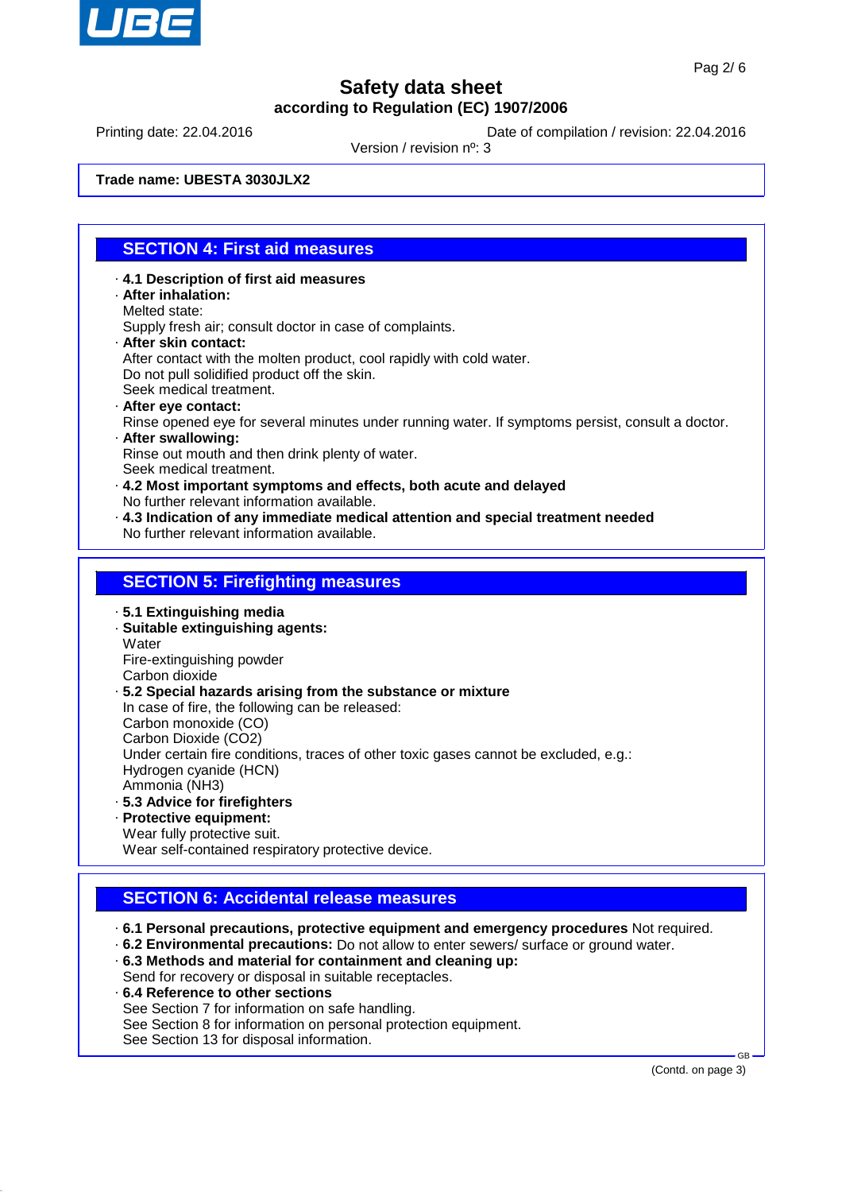Trade name: UBESTA 3030JLX2

## SECTION 4: First aid measures

- **4.1 Description of first aid measures**
- **After inhalation:**
  Melted state:
  Supply fresh air; consult doctor in case of complaints.
- **After skin contact:**
  After contact with the molten product, cool rapidly with cold water.
  Do not pull solidified product off the skin.
  Seek medical treatment.
- **After eye contact:**
  Rinse opened eye for several minutes under running water. If symptoms persist, consult a doctor.
- **After swallowing:**
  Rinse out mouth and then drink plenty of water.
  Seek medical treatment.
- **4.2 Most important symptoms and effects, both acute and delayed**
  No further relevant information available.
- **4.3 Indication of any immediate medical attention and special treatment needed**
  No further relevant information available.

## SECTION 5: Firefighting measures

- **5.1 Extinguishing media**
- **Suitable extinguishing agents:**
  Water
  Fire-extinguishing powder
  Carbon dioxide
- **5.2 Special hazards arising from the substance or mixture**
  In case of fire, the following can be released:
  Carbon monoxide (CO)
  Carbon Dioxide ($CO_2$)
  Under certain fire conditions, traces of other toxic gases cannot be excluded, e.g.:
  Hydrogen cyanide (HCN)
  Ammonia ($NH_3$)
- **5.3 Advice for firefighters**
- **Protective equipment:**
  Wear fully protective suit.
  Wear self-contained respiratory protective device.

## SECTION 6: Accidental release measures

- **6.1 Personal precautions, protective equipment and emergency procedures** Not required.
- **6.2 Environmental precautions:** Do not allow to enter sewers/ surface or ground water.
- **6.3 Methods and material for containment and cleaning up:**
  Send for recovery or disposal in suitable receptacles.
- **6.4 Reference to other sections**
  See Section 7 for information on safe handling.
  See Section 8 for information on personal protection equipment.
  See Section 13 for disposal information.

(Contd. on page 3)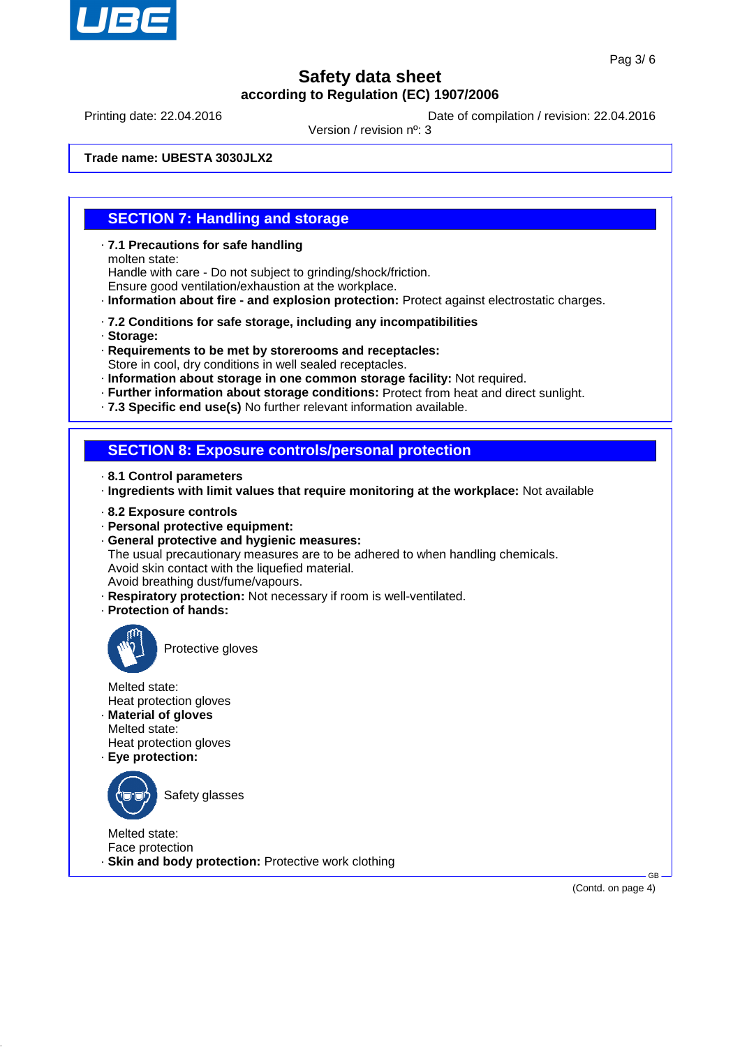**Trade name: UBESTA 3030JLX2**

## SECTION 7: Handling and storage

- **7.1 Precautions for safe handling**
  molten state:
  Handle with care - Do not subject to grinding/shock/friction.
  Ensure good ventilation/exhaustion at the workplace.
- **Information about fire - and explosion protection:** Protect against electrostatic charges.

- **7.2 Conditions for safe storage, including any incompatibilities**
- **Storage:**
- **Requirements to be met by storerooms and receptacles:**
  Store in cool, dry conditions in well sealed receptacles.
- **Information about storage in one common storage facility:** Not required.
- **Further information about storage conditions:** Protect from heat and direct sunlight.
- **7.3 Specific end use(s)** No further relevant information available.

## SECTION 8: Exposure controls/personal protection

- **8.1 Control parameters**
- **Ingredients with limit values that require monitoring at the workplace:** Not available

- **8.2 Exposure controls**
- **Personal protective equipment:**
- **General protective and hygienic measures:**
  The usual precautionary measures are to be adhered to when handling chemicals.
  Avoid skin contact with the liquefied material.
  Avoid breathing dust/fume/vapours.
- **Respiratory protection:** Not necessary if room is well-ventilated.
- **Protection of hands:**

  Protective gloves

  Melted state:
  Heat protection gloves
- **Material of gloves**
  Melted state:
  Heat protection gloves
- **Eye protection:**

  Safety glasses

  Melted state:
  Face protection
- **Skin and body protection:** Protective work clothing

(Contd. on page 4)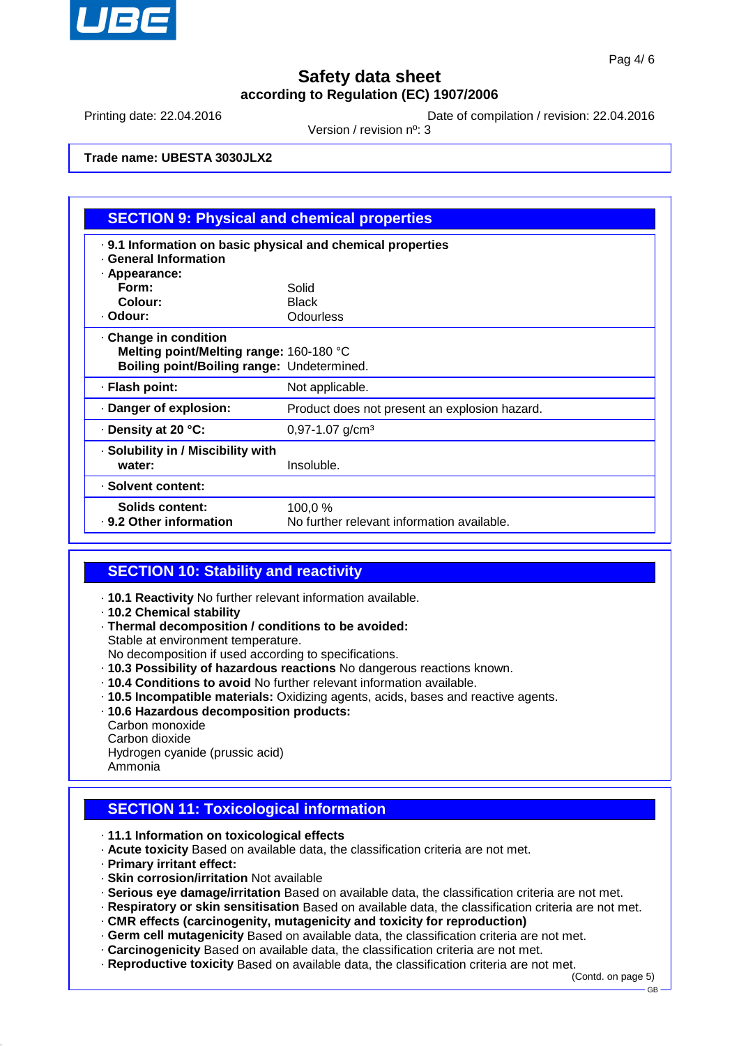**Trade name: UBESTA 3030JLX2**

## SECTION 9: Physical and chemical properties

· **9.1 Information on basic physical and chemical properties**
· **General Information**
· **Appearance:**

| | |
|---|---|
| **Form:** | Solid |
| **Colour:** | Black |
| · **Odour:** | Odourless |
| · **Change in condition** | |
| **Melting point/Melting range:** | 160-180 °C |
| **Boiling point/Boiling range:** | Undetermined. |
| · **Flash point:** | Not applicable. |
| · **Danger of explosion:** | Product does not present an explosion hazard. |
| · **Density at 20 °C:** | 0,97-1.07 g/cm³ |
| · **Solubility in / Miscibility with water:** | Insoluble. |
| · **Solvent content:** | |
| **Solids content:** | 100,0 % |
| · **9.2 Other information** | No further relevant information available. |

## SECTION 10: Stability and reactivity

· **10.1 Reactivity** No further relevant information available.
· **10.2 Chemical stability**
· **Thermal decomposition / conditions to be avoided:**
Stable at environment temperature.
No decomposition if used according to specifications.
· **10.3 Possibility of hazardous reactions** No dangerous reactions known.
· **10.4 Conditions to avoid** No further relevant information available.
· **10.5 Incompatible materials:** Oxidizing agents, acids, bases and reactive agents.
· **10.6 Hazardous decomposition products:**
Carbon monoxide
Carbon dioxide
Hydrogen cyanide (prussic acid)
Ammonia

## SECTION 11: Toxicological information

· **11.1 Information on toxicological effects**
· **Acute toxicity** Based on available data, the classification criteria are not met.
· **Primary irritant effect:**
· **Skin corrosion/irritation** Not available
· **Serious eye damage/irritation** Based on available data, the classification criteria are not met.
· **Respiratory or skin sensitisation** Based on available data, the classification criteria are not met.
· **CMR effects (carcinogenity, mutagenicity and toxicity for reproduction)**
· **Germ cell mutagenicity** Based on available data, the classification criteria are not met.
· **Carcinogenicity** Based on available data, the classification criteria are not met.
· **Reproductive toxicity** Based on available data, the classification criteria are not met.

(Contd. on page 5)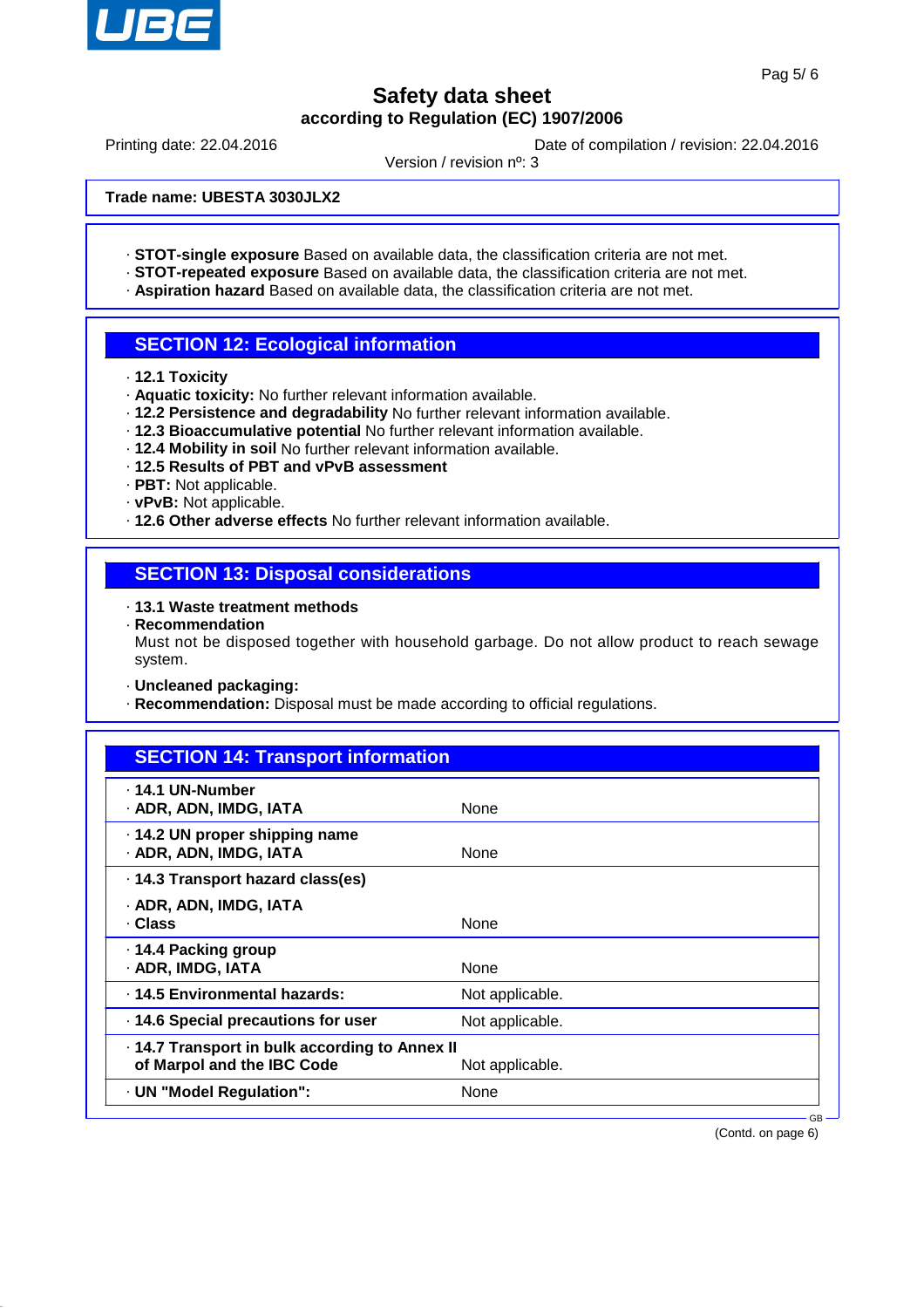**Safety data sheet**
**according to Regulation (EC) 1907/2006**

Printing date: 22.04.2016 | Date of compilation / revision: 22.04.2016
Version / revision nº: 3

**Trade name: UBESTA 3030JLX2**

· **STOT-single exposure** Based on available data, the classification criteria are not met.
· **STOT-repeated exposure** Based on available data, the classification criteria are not met.
· **Aspiration hazard** Based on available data, the classification criteria are not met.

## SECTION 12: Ecological information

· **12.1 Toxicity**
· **Aquatic toxicity:** No further relevant information available.
· **12.2 Persistence and degradability** No further relevant information available.
· **12.3 Bioaccumulative potential** No further relevant information available.
· **12.4 Mobility in soil** No further relevant information available.
· **12.5 Results of PBT and vPvB assessment**
· **PBT:** Not applicable.
· **vPvB:** Not applicable.
· **12.6 Other adverse effects** No further relevant information available.

## SECTION 13: Disposal considerations

· **13.1 Waste treatment methods**
· **Recommendation**
Must not be disposed together with household garbage. Do not allow product to reach sewage system.

· **Uncleaned packaging:**
· **Recommendation:** Disposal must be made according to official regulations.

## SECTION 14: Transport information

| | |
|---|---|
| · **14.1 UN-Number**<br>· **ADR, ADN, IMDG, IATA** | None |
| · **14.2 UN proper shipping name**<br>· **ADR, ADN, IMDG, IATA** | None |
| · **14.3 Transport hazard class(es)**<br>· **ADR, ADN, IMDG, IATA**<br>· **Class** | None |
| · **14.4 Packing group**<br>· **ADR, IMDG, IATA** | None |
| · **14.5 Environmental hazards:** | Not applicable. |
| · **14.6 Special precautions for user** | Not applicable. |
| · **14.7 Transport in bulk according to Annex II of Marpol and the IBC Code** | Not applicable. |
| · **UN "Model Regulation":** | None |

(Contd. on page 6)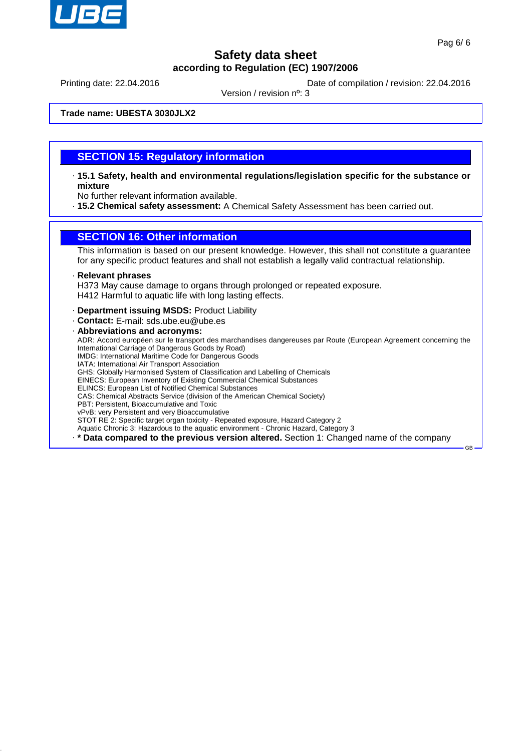Safety data sheet
according to Regulation (EC) 1907/2006

Printing date: 22.04.2016 | Date of compilation / revision: 22.04.2016
Version / revision nº: 3

**Trade name: UBESTA 3030JLX2**

## SECTION 15: Regulatory information

· **15.1 Safety, health and environmental regulations/legislation specific for the substance or mixture**
No further relevant information available.
· **15.2 Chemical safety assessment:** A Chemical Safety Assessment has been carried out.

## SECTION 16: Other information

This information is based on our present knowledge. However, this shall not constitute a guarantee for any specific product features and shall not establish a legally valid contractual relationship.

· **Relevant phrases**
H373 May cause damage to organs through prolonged or repeated exposure.
H412 Harmful to aquatic life with long lasting effects.

· **Department issuing MSDS:** Product Liability
· **Contact:** E-mail: sds.ube.eu@ube.es
· **Abbreviations and acronyms:**
ADR: Accord européen sur le transport des marchandises dangereuses par Route (European Agreement concerning the International Carriage of Dangerous Goods by Road)
IMDG: International Maritime Code for Dangerous Goods
IATA: International Air Transport Association
GHS: Globally Harmonised System of Classification and Labelling of Chemicals
EINECS: European Inventory of Existing Commercial Chemical Substances
ELINCS: European List of Notified Chemical Substances
CAS: Chemical Abstracts Service (division of the American Chemical Society)
PBT: Persistent, Bioaccumulative and Toxic
vPvB: very Persistent and very Bioaccumulative
STOT RE 2: Specific target organ toxicity - Repeated exposure, Hazard Category 2
Aquatic Chronic 3: Hazardous to the aquatic environment - Chronic Hazard, Category 3
· **\* Data compared to the previous version altered.** Section 1: Changed name of the company

GB